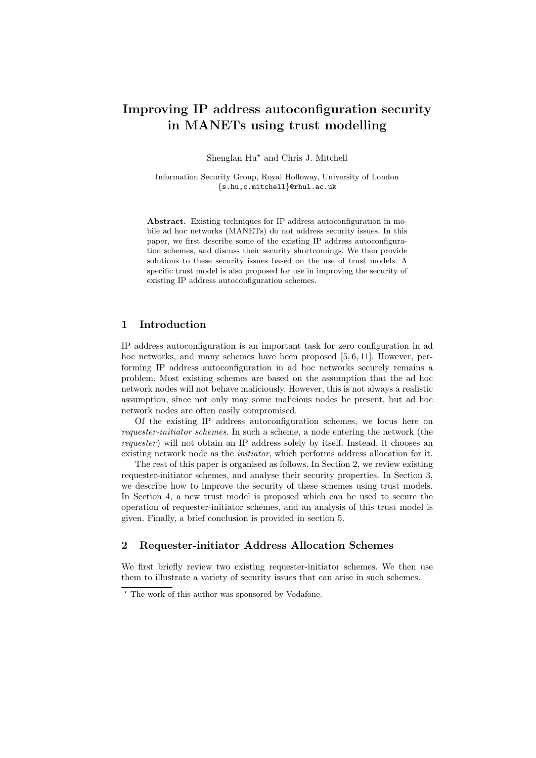# Improving IP address autoconfiguration security in MANETs using trust modelling

Shenglan Hu* and Chris J. Mitchell

Information Security Group, Royal Holloway, University of London
{s.hu,c.mitchell}@rhul.ac.uk

**Abstract.** Existing techniques for IP address autoconfiguration in mobile ad hoc networks (MANETs) do not address security issues. In this paper, we first describe some of the existing IP address autoconfiguration schemes, and discuss their security shortcomings. We then provide solutions to these security issues based on the use of trust models. A specific trust model is also proposed for use in improving the security of existing IP address autoconfiguration schemes.

## 1 Introduction

IP address autoconfiguration is an important task for zero configuration in ad hoc networks, and many schemes have been proposed [5, 6, 11]. However, performing IP address autoconfiguration in ad hoc networks securely remains a problem. Most existing schemes are based on the assumption that the ad hoc network nodes will not behave maliciously. However, this is not always a realistic assumption, since not only may some malicious nodes be present, but ad hoc network nodes are often easily compromised.

Of the existing IP address autoconfiguration schemes, we focus here on *requester-initiator schemes*. In such a scheme, a node entering the network (the *requester*) will not obtain an IP address solely by itself. Instead, it chooses an existing network node as the *initiator*, which performs address allocation for it.

The rest of this paper is organised as follows. In Section 2, we review existing requester-initiator schemes, and analyse their security properties. In Section 3, we describe how to improve the security of these schemes using trust models. In Section 4, a new trust model is proposed which can be used to secure the operation of requester-initiator schemes, and an analysis of this trust model is given. Finally, a brief conclusion is provided in section 5.

## 2 Requester-initiator Address Allocation Schemes

We first briefly review two existing requester-initiator schemes. We then use them to illustrate a variety of security issues that can arise in such schemes.

* The work of this author was sponsored by Vodafone.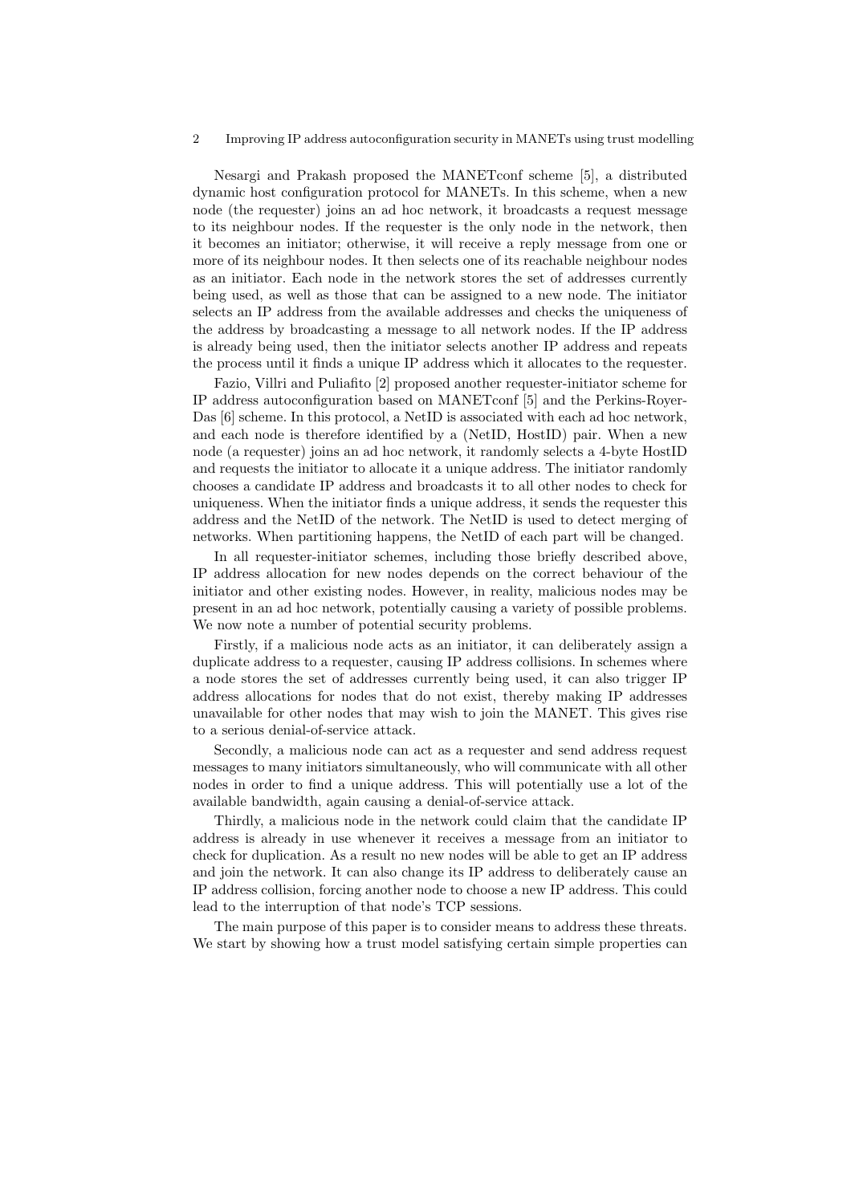Nesargi and Prakash proposed the MANETconf scheme [5], a distributed dynamic host configuration protocol for MANETs. In this scheme, when a new node (the requester) joins an ad hoc network, it broadcasts a request message to its neighbour nodes. If the requester is the only node in the network, then it becomes an initiator; otherwise, it will receive a reply message from one or more of its neighbour nodes. It then selects one of its reachable neighbour nodes as an initiator. Each node in the network stores the set of addresses currently being used, as well as those that can be assigned to a new node. The initiator selects an IP address from the available addresses and checks the uniqueness of the address by broadcasting a message to all network nodes. If the IP address is already being used, then the initiator selects another IP address and repeats the process until it finds a unique IP address which it allocates to the requester.

Fazio, Villri and Puliafito [2] proposed another requester-initiator scheme for IP address autoconfiguration based on MANETconf [5] and the Perkins-Royer-Das [6] scheme. In this protocol, a NetID is associated with each ad hoc network, and each node is therefore identified by a (NetID, HostID) pair. When a new node (a requester) joins an ad hoc network, it randomly selects a 4-byte HostID and requests the initiator to allocate it a unique address. The initiator randomly chooses a candidate IP address and broadcasts it to all other nodes to check for uniqueness. When the initiator finds a unique address, it sends the requester this address and the NetID of the network. The NetID is used to detect merging of networks. When partitioning happens, the NetID of each part will be changed.

In all requester-initiator schemes, including those briefly described above, IP address allocation for new nodes depends on the correct behaviour of the initiator and other existing nodes. However, in reality, malicious nodes may be present in an ad hoc network, potentially causing a variety of possible problems. We now note a number of potential security problems.

Firstly, if a malicious node acts as an initiator, it can deliberately assign a duplicate address to a requester, causing IP address collisions. In schemes where a node stores the set of addresses currently being used, it can also trigger IP address allocations for nodes that do not exist, thereby making IP addresses unavailable for other nodes that may wish to join the MANET. This gives rise to a serious denial-of-service attack.

Secondly, a malicious node can act as a requester and send address request messages to many initiators simultaneously, who will communicate with all other nodes in order to find a unique address. This will potentially use a lot of the available bandwidth, again causing a denial-of-service attack.

Thirdly, a malicious node in the network could claim that the candidate IP address is already in use whenever it receives a message from an initiator to check for duplication. As a result no new nodes will be able to get an IP address and join the network. It can also change its IP address to deliberately cause an IP address collision, forcing another node to choose a new IP address. This could lead to the interruption of that node's TCP sessions.

The main purpose of this paper is to consider means to address these threats. We start by showing how a trust model satisfying certain simple properties can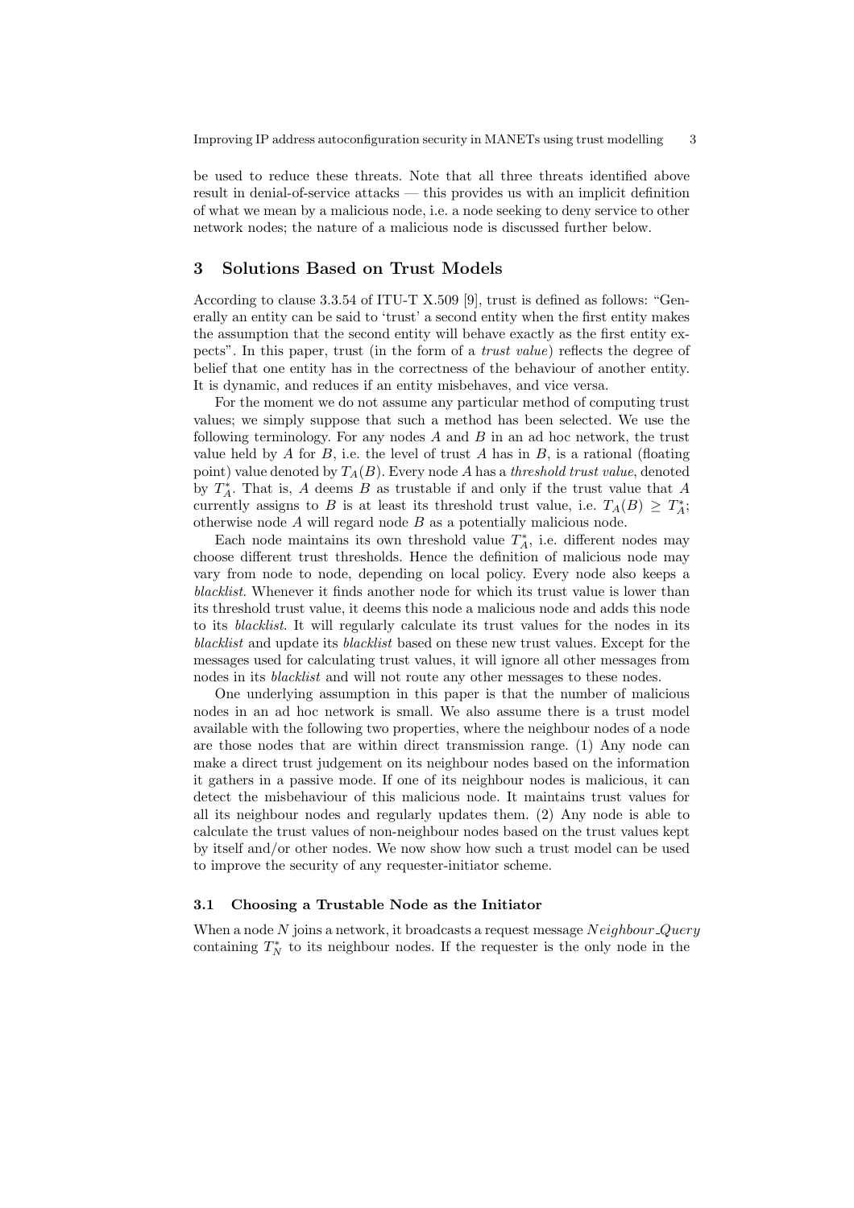be used to reduce these threats. Note that all three threats identified above result in denial-of-service attacks — this provides us with an implicit definition of what we mean by a malicious node, i.e. a node seeking to deny service to other network nodes; the nature of a malicious node is discussed further below.

## 3 Solutions Based on Trust Models

According to clause 3.3.54 of ITU-T X.509 [9], trust is defined as follows: "Generally an entity can be said to 'trust' a second entity when the first entity makes the assumption that the second entity will behave exactly as the first entity expects". In this paper, trust (in the form of a *trust value*) reflects the degree of belief that one entity has in the correctness of the behaviour of another entity. It is dynamic, and reduces if an entity misbehaves, and vice versa.

For the moment we do not assume any particular method of computing trust values; we simply suppose that such a method has been selected. We use the following terminology. For any nodes $A$ and $B$ in an ad hoc network, the trust value held by $A$ for $B$, i.e. the level of trust $A$ has in $B$, is a rational (floating point) value denoted by $T_A(B)$. Every node $A$ has a *threshold trust value*, denoted by $T_A^*$. That is, $A$ deems $B$ as trustable if and only if the trust value that $A$ currently assigns to $B$ is at least its threshold trust value, i.e. $T_A(B) \geq T_A^*$; otherwise node $A$ will regard node $B$ as a potentially malicious node.

Each node maintains its own threshold value $T_A^*$, i.e. different nodes may choose different trust thresholds. Hence the definition of malicious node may vary from node to node, depending on local policy. Every node also keeps a *blacklist*. Whenever it finds another node for which its trust value is lower than its threshold trust value, it deems this node a malicious node and adds this node to its *blacklist*. It will regularly calculate its trust values for the nodes in its *blacklist* and update its *blacklist* based on these new trust values. Except for the messages used for calculating trust values, it will ignore all other messages from nodes in its *blacklist* and will not route any other messages to these nodes.

One underlying assumption in this paper is that the number of malicious nodes in an ad hoc network is small. We also assume there is a trust model available with the following two properties, where the neighbour nodes of a node are those nodes that are within direct transmission range. (1) Any node can make a direct trust judgement on its neighbour nodes based on the information it gathers in a passive mode. If one of its neighbour nodes is malicious, it can detect the misbehaviour of this malicious node. It maintains trust values for all its neighbour nodes and regularly updates them. (2) Any node is able to calculate the trust values of non-neighbour nodes based on the trust values kept by itself and/or other nodes. We now show how such a trust model can be used to improve the security of any requester-initiator scheme.

### 3.1 Choosing a Trustable Node as the Initiator

When a node $N$ joins a network, it broadcasts a request message $Neighbour\_Query$ containing $T_N^*$ to its neighbour nodes. If the requester is the only node in the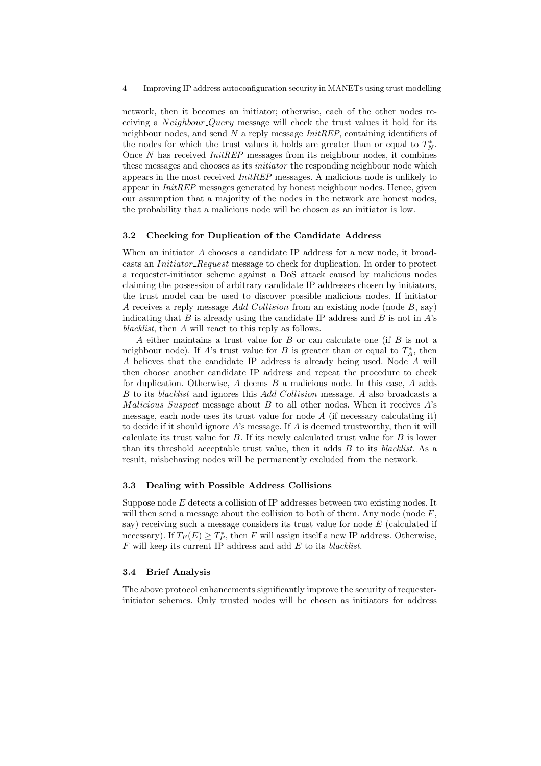network, then it becomes an initiator; otherwise, each of the other nodes receiving a *Neighbour_Query* message will check the trust values it hold for its neighbour nodes, and send $N$ a reply message *InitREP*, containing identifiers of the nodes for which the trust values it holds are greater than or equal to $T_N^*$. Once $N$ has received *InitREP* messages from its neighbour nodes, it combines these messages and chooses as its *initiator* the responding neighbour node which appears in the most received *InitREP* messages. A malicious node is unlikely to appear in *InitREP* messages generated by honest neighbour nodes. Hence, given our assumption that a majority of the nodes in the network are honest nodes, the probability that a malicious node will be chosen as an initiator is low.

### 3.2 Checking for Duplication of the Candidate Address

When an initiator $A$ chooses a candidate IP address for a new node, it broadcasts an *Initiator_Request* message to check for duplication. In order to protect a requester-initiator scheme against a DoS attack caused by malicious nodes claiming the possession of arbitrary candidate IP addresses chosen by initiators, the trust model can be used to discover possible malicious nodes. If initiator $A$ receives a reply message *Add_Collision* from an existing node (node $B$, say) indicating that $B$ is already using the candidate IP address and $B$ is not in $A$'s *blacklist*, then $A$ will react to this reply as follows.

$A$ either maintains a trust value for $B$ or can calculate one (if $B$ is not a neighbour node). If $A$'s trust value for $B$ is greater than or equal to $T_A^*$, then $A$ believes that the candidate IP address is already being used. Node $A$ will then choose another candidate IP address and repeat the procedure to check for duplication. Otherwise, $A$ deems $B$ a malicious node. In this case, $A$ adds $B$ to its *blacklist* and ignores this *Add_Collision* message. $A$ also broadcasts a *Malicious_Suspect* message about $B$ to all other nodes. When it receives $A$'s message, each node uses its trust value for node $A$ (if necessary calculating it) to decide if it should ignore $A$'s message. If $A$ is deemed trustworthy, then it will calculate its trust value for $B$. If its newly calculated trust value for $B$ is lower than its threshold acceptable trust value, then it adds $B$ to its *blacklist*. As a result, misbehaving nodes will be permanently excluded from the network.

### 3.3 Dealing with Possible Address Collisions

Suppose node $E$ detects a collision of IP addresses between two existing nodes. It will then send a message about the collision to both of them. Any node (node $F$, say) receiving such a message considers its trust value for node $E$ (calculated if necessary). If $T_F(E) \geq T_F^*$, then $F$ will assign itself a new IP address. Otherwise, $F$ will keep its current IP address and add $E$ to its *blacklist*.

### 3.4 Brief Analysis

The above protocol enhancements significantly improve the security of requester-initiator schemes. Only trusted nodes will be chosen as initiators for address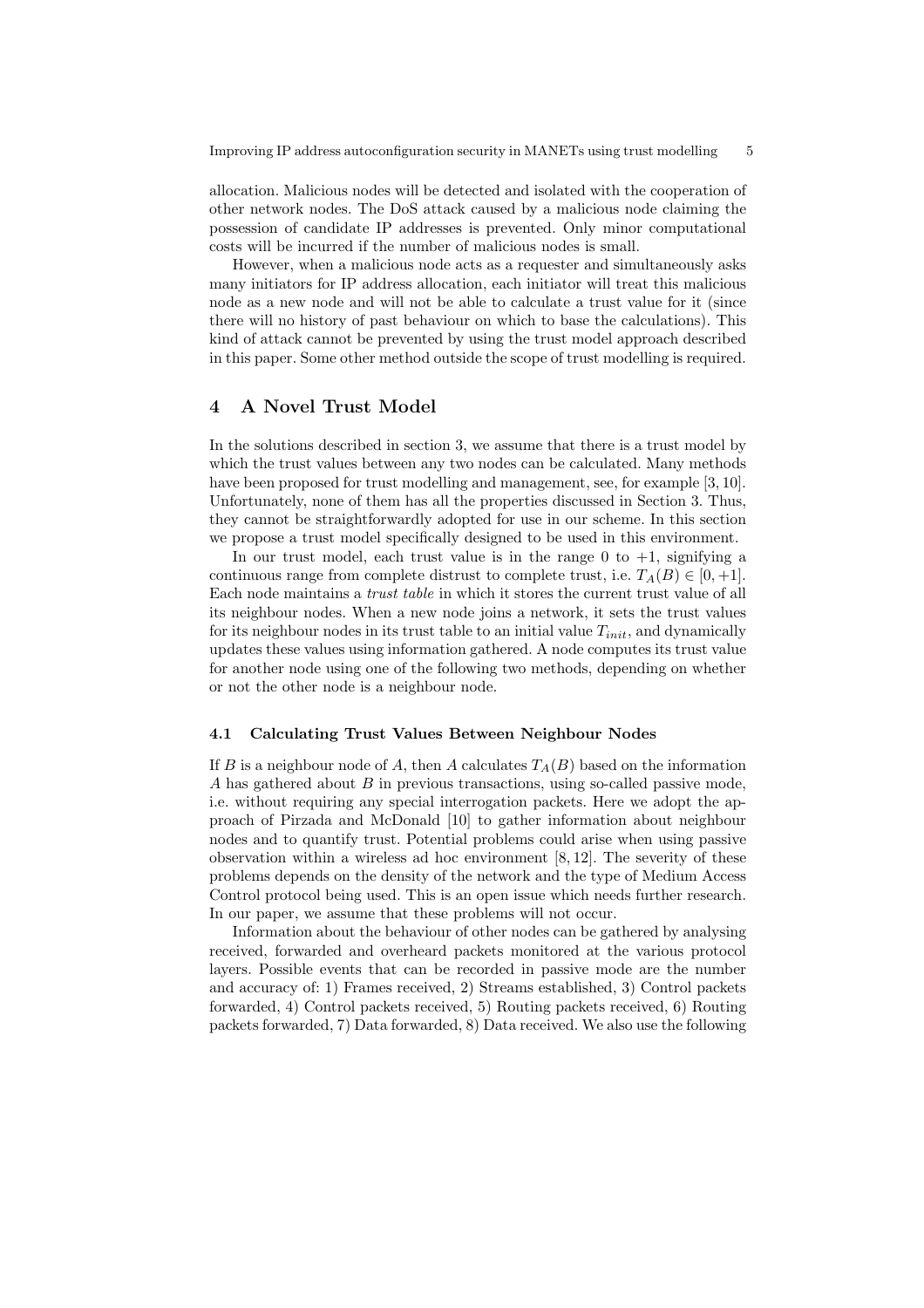allocation. Malicious nodes will be detected and isolated with the cooperation of other network nodes. The DoS attack caused by a malicious node claiming the possession of candidate IP addresses is prevented. Only minor computational costs will be incurred if the number of malicious nodes is small.

However, when a malicious node acts as a requester and simultaneously asks many initiators for IP address allocation, each initiator will treat this malicious node as a new node and will not be able to calculate a trust value for it (since there will no history of past behaviour on which to base the calculations). This kind of attack cannot be prevented by using the trust model approach described in this paper. Some other method outside the scope of trust modelling is required.

## 4 A Novel Trust Model

In the solutions described in section 3, we assume that there is a trust model by which the trust values between any two nodes can be calculated. Many methods have been proposed for trust modelling and management, see, for example [3, 10]. Unfortunately, none of them has all the properties discussed in Section 3. Thus, they cannot be straightforwardly adopted for use in our scheme. In this section we propose a trust model specifically designed to be used in this environment.

In our trust model, each trust value is in the range 0 to +1, signifying a continuous range from complete distrust to complete trust, i.e. $T_A(B) \in [0, +1]$. Each node maintains a *trust table* in which it stores the current trust value of all its neighbour nodes. When a new node joins a network, it sets the trust values for its neighbour nodes in its trust table to an initial value $T_{init}$, and dynamically updates these values using information gathered. A node computes its trust value for another node using one of the following two methods, depending on whether or not the other node is a neighbour node.

### 4.1 Calculating Trust Values Between Neighbour Nodes

If $B$ is a neighbour node of $A$, then $A$ calculates $T_A(B)$ based on the information $A$ has gathered about $B$ in previous transactions, using so-called passive mode, i.e. without requiring any special interrogation packets. Here we adopt the approach of Pirzada and McDonald [10] to gather information about neighbour nodes and to quantify trust. Potential problems could arise when using passive observation within a wireless ad hoc environment [8, 12]. The severity of these problems depends on the density of the network and the type of Medium Access Control protocol being used. This is an open issue which needs further research. In our paper, we assume that these problems will not occur.

Information about the behaviour of other nodes can be gathered by analysing received, forwarded and overheard packets monitored at the various protocol layers. Possible events that can be recorded in passive mode are the number and accuracy of: 1) Frames received, 2) Streams established, 3) Control packets forwarded, 4) Control packets received, 5) Routing packets received, 6) Routing packets forwarded, 7) Data forwarded, 8) Data received. We also use the following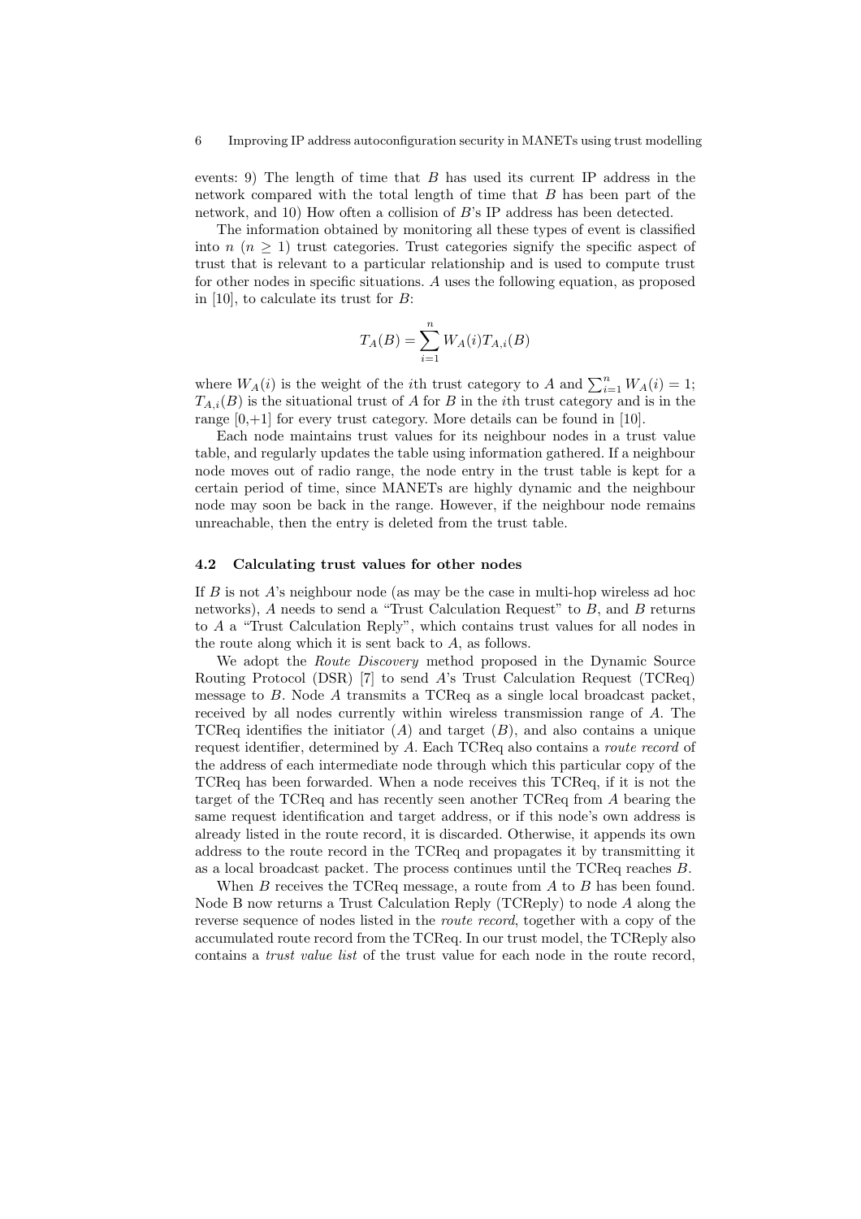events: 9) The length of time that $B$ has used its current IP address in the network compared with the total length of time that $B$ has been part of the network, and 10) How often a collision of $B$'s IP address has been detected.

The information obtained by monitoring all these types of event is classified into $n$ ($n \geq 1$) trust categories. Trust categories signify the specific aspect of trust that is relevant to a particular relationship and is used to compute trust for other nodes in specific situations. $A$ uses the following equation, as proposed in [10], to calculate its trust for $B$:

$$T_A(B) = \sum_{i=1}^{n} W_A(i) T_{A,i}(B)$$

where $W_A(i)$ is the weight of the $i$th trust category to $A$ and $\sum_{i=1}^{n} W_A(i) = 1$; $T_{A,i}(B)$ is the situational trust of $A$ for $B$ in the $i$th trust category and is in the range [0,+1] for every trust category. More details can be found in [10].

Each node maintains trust values for its neighbour nodes in a trust value table, and regularly updates the table using information gathered. If a neighbour node moves out of radio range, the node entry in the trust table is kept for a certain period of time, since MANETs are highly dynamic and the neighbour node may soon be back in the range. However, if the neighbour node remains unreachable, then the entry is deleted from the trust table.

### 4.2 Calculating trust values for other nodes

If $B$ is not $A$'s neighbour node (as may be the case in multi-hop wireless ad hoc networks), $A$ needs to send a "Trust Calculation Request" to $B$, and $B$ returns to $A$ a "Trust Calculation Reply", which contains trust values for all nodes in the route along which it is sent back to $A$, as follows.

We adopt the *Route Discovery* method proposed in the Dynamic Source Routing Protocol (DSR) [7] to send $A$'s Trust Calculation Request (TCReq) message to $B$. Node $A$ transmits a TCReq as a single local broadcast packet, received by all nodes currently within wireless transmission range of $A$. The TCReq identifies the initiator ($A$) and target ($B$), and also contains a unique request identifier, determined by $A$. Each TCReq also contains a *route record* of the address of each intermediate node through which this particular copy of the TCReq has been forwarded. When a node receives this TCReq, if it is not the target of the TCReq and has recently seen another TCReq from $A$ bearing the same request identification and target address, or if this node's own address is already listed in the route record, it is discarded. Otherwise, it appends its own address to the route record in the TCReq and propagates it by transmitting it as a local broadcast packet. The process continues until the TCReq reaches $B$.

When $B$ receives the TCReq message, a route from $A$ to $B$ has been found. Node B now returns a Trust Calculation Reply (TCReply) to node $A$ along the reverse sequence of nodes listed in the *route record*, together with a copy of the accumulated route record from the TCReq. In our trust model, the TCReply also contains a *trust value list* of the trust value for each node in the route record,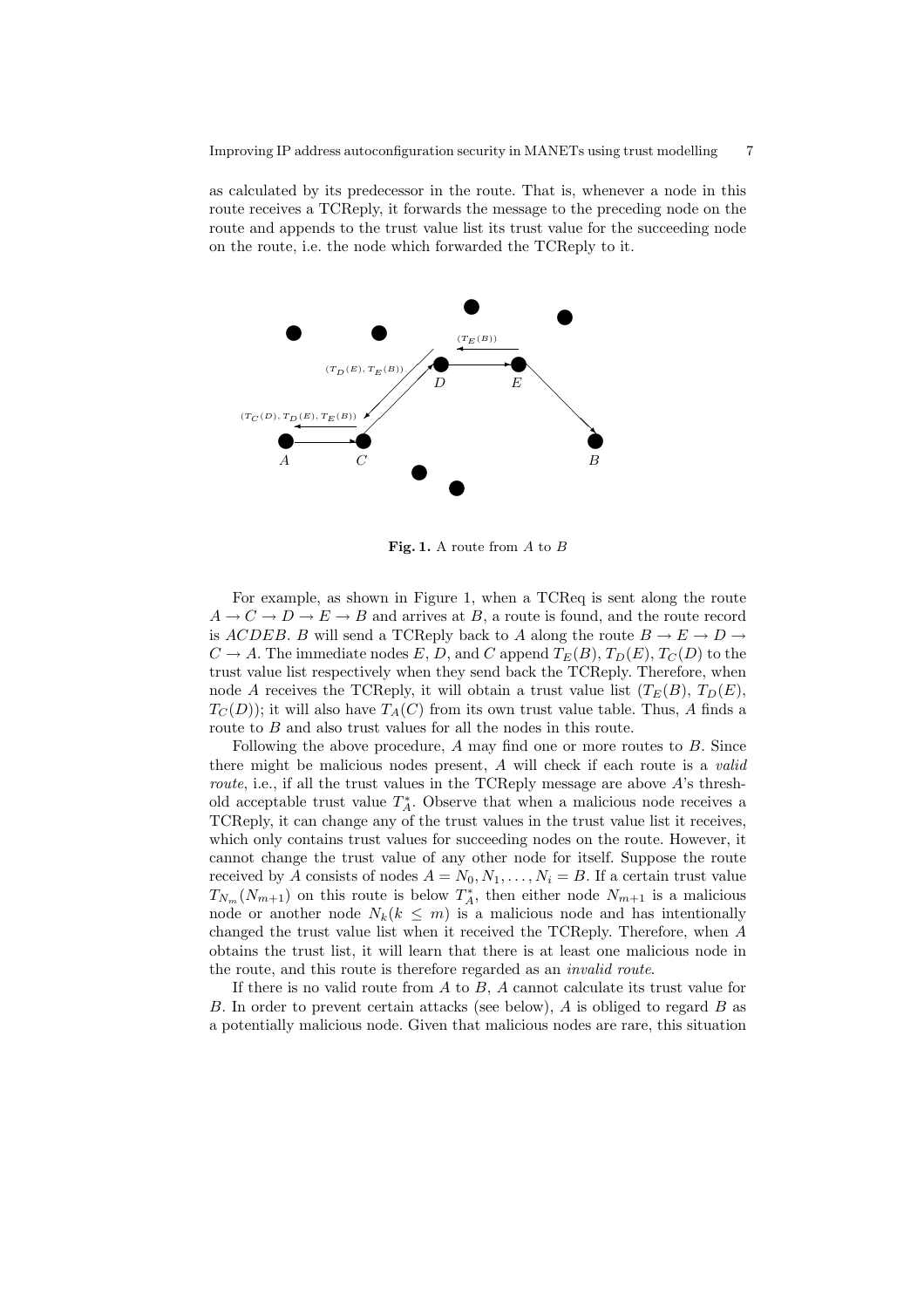as calculated by its predecessor in the route. That is, whenever a node in this route receives a TCReply, it forwards the message to the preceding node on the route and appends to the trust value list its trust value for the succeeding node on the route, i.e. the node which forwarded the TCReply to it.

**Fig. 1.** A route from $A$ to $B$

For example, as shown in Figure 1, when a TCReq is sent along the route $A \rightarrow C \rightarrow D \rightarrow E \rightarrow B$ and arrives at $B$, a route is found, and the route record is $ACDEB$. $B$ will send a TCReply back to $A$ along the route $B \rightarrow E \rightarrow D \rightarrow C \rightarrow A$. The immediate nodes $E$, $D$, and $C$ append $T_E(B)$, $T_D(E)$, $T_C(D)$ to the trust value list respectively when they send back the TCReply. Therefore, when node $A$ receives the TCReply, it will obtain a trust value list ($T_E(B)$, $T_D(E)$, $T_C(D)$); it will also have $T_A(C)$ from its own trust value table. Thus, $A$ finds a route to $B$ and also trust values for all the nodes in this route.

Following the above procedure, $A$ may find one or more routes to $B$. Since there might be malicious nodes present, $A$ will check if each route is a *valid route*, i.e., if all the trust values in the TCReply message are above $A$'s threshold acceptable trust value $T^*_A$. Observe that when a malicious node receives a TCReply, it can change any of the trust values in the trust value list it receives, which only contains trust values for succeeding nodes on the route. However, it cannot change the trust value of any other node for itself. Suppose the route received by $A$ consists of nodes $A = N_0, N_1, \ldots, N_i = B$. If a certain trust value $T_{N_m}(N_{m+1})$ on this route is below $T^*_A$, then either node $N_{m+1}$ is a malicious node or another node $N_k (k \leq m)$ is a malicious node and has intentionally changed the trust value list when it received the TCReply. Therefore, when $A$ obtains the trust list, it will learn that there is at least one malicious node in the route, and this route is therefore regarded as an *invalid route*.

If there is no valid route from $A$ to $B$, $A$ cannot calculate its trust value for $B$. In order to prevent certain attacks (see below), $A$ is obliged to regard $B$ as a potentially malicious node. Given that malicious nodes are rare, this situation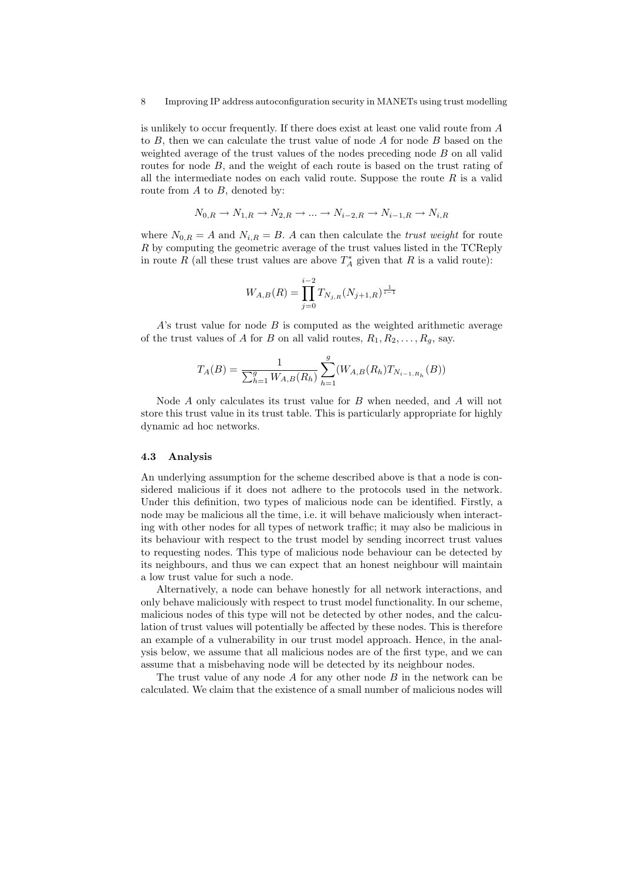is unlikely to occur frequently. If there does exist at least one valid route from $A$ to $B$, then we can calculate the trust value of node $A$ for node $B$ based on the weighted average of the trust values of the nodes preceding node $B$ on all valid routes for node $B$, and the weight of each route is based on the trust rating of all the intermediate nodes on each valid route. Suppose the route $R$ is a valid route from $A$ to $B$, denoted by:

$$N_{0,R} \rightarrow N_{1,R} \rightarrow N_{2,R} \rightarrow ... \rightarrow N_{i-2,R} \rightarrow N_{i-1,R} \rightarrow N_{i,R}$$

where $N_{0,R} = A$ and $N_{i,R} = B$. $A$ can then calculate the *trust weight* for route $R$ by computing the geometric average of the trust values listed in the TCReply in route $R$ (all these trust values are above $T_A^*$ given that $R$ is a valid route):

$$W_{A,B}(R) = \prod_{j=0}^{i-2} T_{N_{j,R}}(N_{j+1,R})^{\frac{1}{i-1}}$$

$A$'s trust value for node $B$ is computed as the weighted arithmetic average of the trust values of $A$ for $B$ on all valid routes, $R_1, R_2, \ldots, R_g$, say.

$$T_A(B) = \frac{1}{\sum_{h=1}^{g} W_{A,B}(R_h)} \sum_{h=1}^{g} (W_{A,B}(R_h) T_{N_{i-1,R_h}}(B))$$

Node $A$ only calculates its trust value for $B$ when needed, and $A$ will not store this trust value in its trust table. This is particularly appropriate for highly dynamic ad hoc networks.

### 4.3 Analysis

An underlying assumption for the scheme described above is that a node is considered malicious if it does not adhere to the protocols used in the network. Under this definition, two types of malicious node can be identified. Firstly, a node may be malicious all the time, i.e. it will behave maliciously when interacting with other nodes for all types of network traffic; it may also be malicious in its behaviour with respect to the trust model by sending incorrect trust values to requesting nodes. This type of malicious node behaviour can be detected by its neighbours, and thus we can expect that an honest neighbour will maintain a low trust value for such a node.

Alternatively, a node can behave honestly for all network interactions, and only behave maliciously with respect to trust model functionality. In our scheme, malicious nodes of this type will not be detected by other nodes, and the calculation of trust values will potentially be affected by these nodes. This is therefore an example of a vulnerability in our trust model approach. Hence, in the analysis below, we assume that all malicious nodes are of the first type, and we can assume that a misbehaving node will be detected by its neighbour nodes.

The trust value of any node $A$ for any other node $B$ in the network can be calculated. We claim that the existence of a small number of malicious nodes will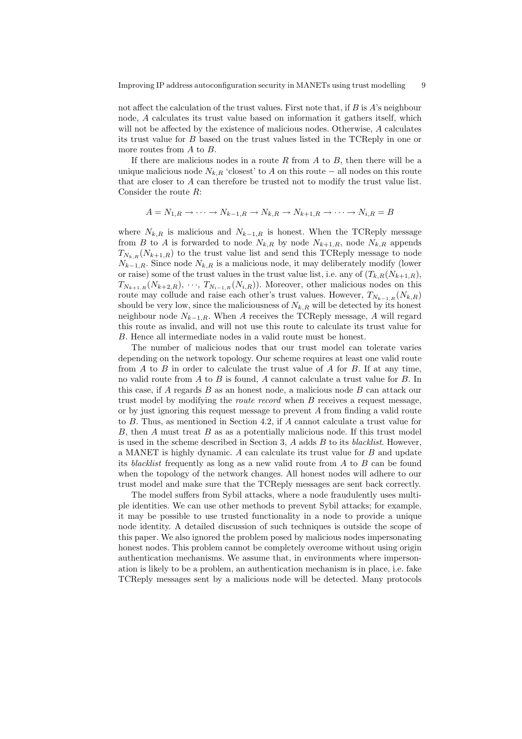not affect the calculation of the trust values. First note that, if $B$ is $A$'s neighbour node, $A$ calculates its trust value based on information it gathers itself, which will not be affected by the existence of malicious nodes. Otherwise, $A$ calculates its trust value for $B$ based on the trust values listed in the TCReply in one or more routes from $A$ to $B$.

If there are malicious nodes in a route $R$ from $A$ to $B$, then there will be a unique malicious node $N_{k,R}$ 'closest' to $A$ on this route − all nodes on this route that are closer to $A$ can therefore be trusted not to modify the trust value list. Consider the route $R$:

$$A = N_{1,R} \rightarrow \cdots \rightarrow N_{k-1,R} \rightarrow N_{k,R} \rightarrow N_{k+1,R} \rightarrow \cdots \rightarrow N_{i,R} = B$$

where $N_{k,R}$ is malicious and $N_{k-1,R}$ is honest. When the TCReply message from $B$ to $A$ is forwarded to node $N_{k,R}$ by node $N_{k+1,R}$, node $N_{k,R}$ appends $T_{N_{k,R}}(N_{k+1,R})$ to the trust value list and send this TCReply message to node $N_{k-1,R}$. Since node $N_{k,R}$ is a malicious node, it may deliberately modify (lower or raise) some of the trust values in the trust value list, i.e. any of $(T_{k,R}(N_{k+1,R})$, $T_{N_{k+1,R}}(N_{k+2,R})$, $\cdots$, $T_{N_{i-1,R}}(N_{i,R}))$. Moreover, other malicious nodes on this route may collude and raise each other's trust values. However, $T_{N_{k-1,R}}(N_{k,R})$ should be very low, since the maliciousness of $N_{k,R}$ will be detected by its honest neighbour node $N_{k-1,R}$. When $A$ receives the TCReply message, $A$ will regard this route as invalid, and will not use this route to calculate its trust value for $B$. Hence all intermediate nodes in a valid route must be honest.

The number of malicious nodes that our trust model can tolerate varies depending on the network topology. Our scheme requires at least one valid route from $A$ to $B$ in order to calculate the trust value of $A$ for $B$. If at any time, no valid route from $A$ to $B$ is found, $A$ cannot calculate a trust value for $B$. In this case, if $A$ regards $B$ as an honest node, a malicious node $B$ can attack our trust model by modifying the *route record* when $B$ receives a request message, or by just ignoring this request message to prevent $A$ from finding a valid route to $B$. Thus, as mentioned in Section 4.2, if $A$ cannot calculate a trust value for $B$, then $A$ must treat $B$ as as a potentially malicious node. If this trust model is used in the scheme described in Section 3, $A$ adds $B$ to its *blacklist*. However, a MANET is highly dynamic. $A$ can calculate its trust value for $B$ and update its *blacklist* frequently as long as a new valid route from $A$ to $B$ can be found when the topology of the network changes. All honest nodes will adhere to our trust model and make sure that the TCReply messages are sent back correctly.

The model suffers from Sybil attacks, where a node fraudulently uses multiple identities. We can use other methods to prevent Sybil attacks; for example, it may be possible to use trusted functionality in a node to provide a unique node identity. A detailed discussion of such techniques is outside the scope of this paper. We also ignored the problem posed by malicious nodes impersonating honest nodes. This problem cannot be completely overcome without using origin authentication mechanisms. We assume that, in environments where impersonation is likely to be a problem, an authentication mechanism is in place, i.e. fake TCReply messages sent by a malicious node will be detected. Many protocols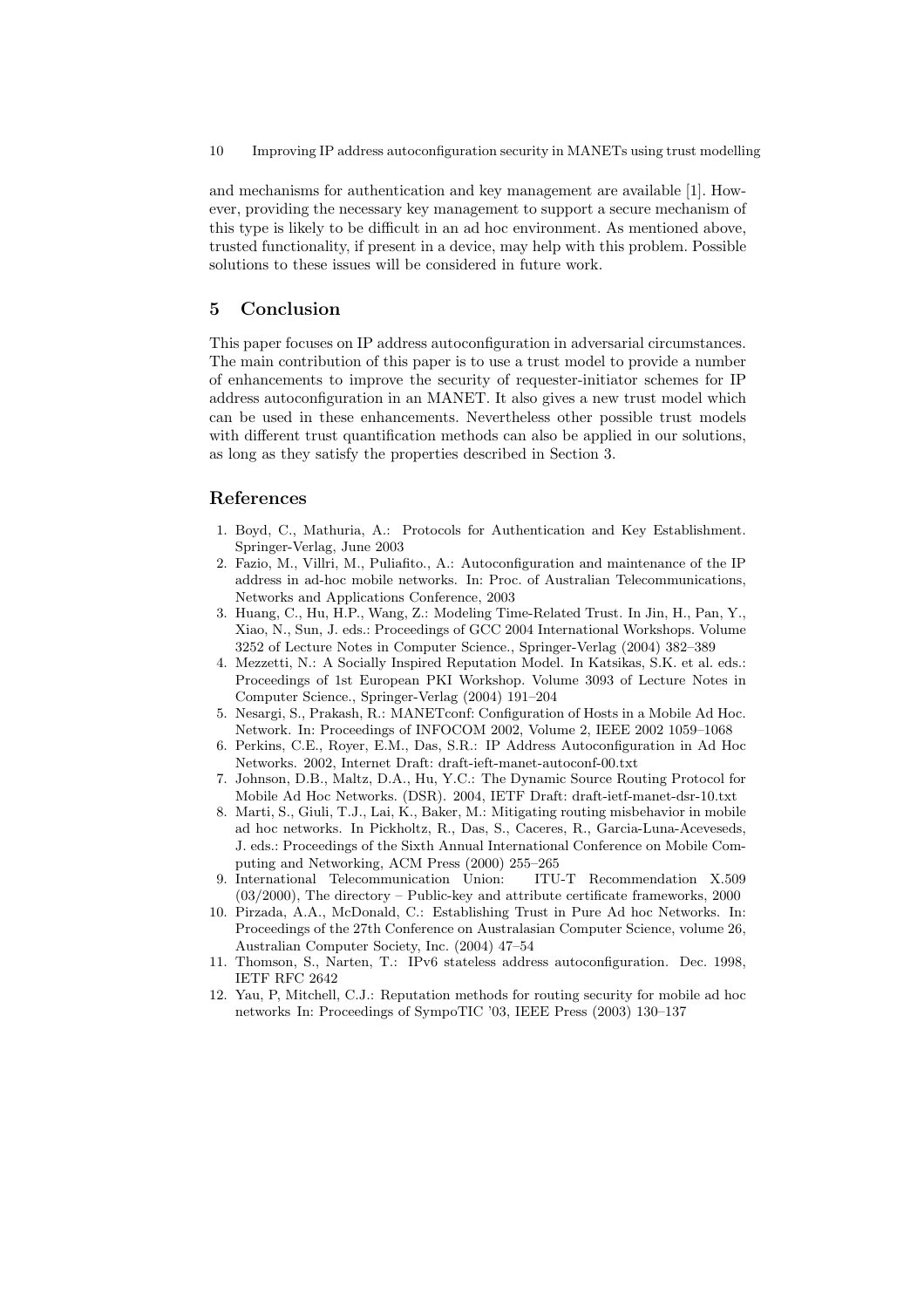and mechanisms for authentication and key management are available [1]. However, providing the necessary key management to support a secure mechanism of this type is likely to be difficult in an ad hoc environment. As mentioned above, trusted functionality, if present in a device, may help with this problem. Possible solutions to these issues will be considered in future work.

## 5 Conclusion

This paper focuses on IP address autoconfiguration in adversarial circumstances. The main contribution of this paper is to use a trust model to provide a number of enhancements to improve the security of requester-initiator schemes for IP address autoconfiguration in an MANET. It also gives a new trust model which can be used in these enhancements. Nevertheless other possible trust models with different trust quantification methods can also be applied in our solutions, as long as they satisfy the properties described in Section 3.

## References

1. Boyd, C., Mathuria, A.: Protocols for Authentication and Key Establishment. Springer-Verlag, June 2003
2. Fazio, M., Villri, M., Puliafito., A.: Autoconfiguration and maintenance of the IP address in ad-hoc mobile networks. In: Proc. of Australian Telecommunications, Networks and Applications Conference, 2003
3. Huang, C., Hu, H.P., Wang, Z.: Modeling Time-Related Trust. In Jin, H., Pan, Y., Xiao, N., Sun, J. eds.: Proceedings of GCC 2004 International Workshops. Volume 3252 of Lecture Notes in Computer Science., Springer-Verlag (2004) 382–389
4. Mezzetti, N.: A Socially Inspired Reputation Model. In Katsikas, S.K. et al. eds.: Proceedings of 1st European PKI Workshop. Volume 3093 of Lecture Notes in Computer Science., Springer-Verlag (2004) 191–204
5. Nesargi, S., Prakash, R.: MANETconf: Configuration of Hosts in a Mobile Ad Hoc. Network. In: Proceedings of INFOCOM 2002, Volume 2, IEEE 2002 1059–1068
6. Perkins, C.E., Royer, E.M., Das, S.R.: IP Address Autoconfiguration in Ad Hoc Networks. 2002, Internet Draft: draft-ieft-manet-autoconf-00.txt
7. Johnson, D.B., Maltz, D.A., Hu, Y.C.: The Dynamic Source Routing Protocol for Mobile Ad Hoc Networks. (DSR). 2004, IETF Draft: draft-ietf-manet-dsr-10.txt
8. Marti, S., Giuli, T.J., Lai, K., Baker, M.: Mitigating routing misbehavior in mobile ad hoc networks. In Pickholtz, R., Das, S., Caceres, R., Garcia-Luna-Aceveseds, J. eds.: Proceedings of the Sixth Annual International Conference on Mobile Computing and Networking, ACM Press (2000) 255–265
9. International Telecommunication Union: ITU-T Recommendation X.509 (03/2000), The directory – Public-key and attribute certificate frameworks, 2000
10. Pirzada, A.A., McDonald, C.: Establishing Trust in Pure Ad hoc Networks. In: Proceedings of the 27th Conference on Australasian Computer Science, volume 26, Australian Computer Society, Inc. (2004) 47–54
11. Thomson, S., Narten, T.: IPv6 stateless address autoconfiguration. Dec. 1998, IETF RFC 2642
12. Yau, P, Mitchell, C.J.: Reputation methods for routing security for mobile ad hoc networks In: Proceedings of SympoTIC '03, IEEE Press (2003) 130–137